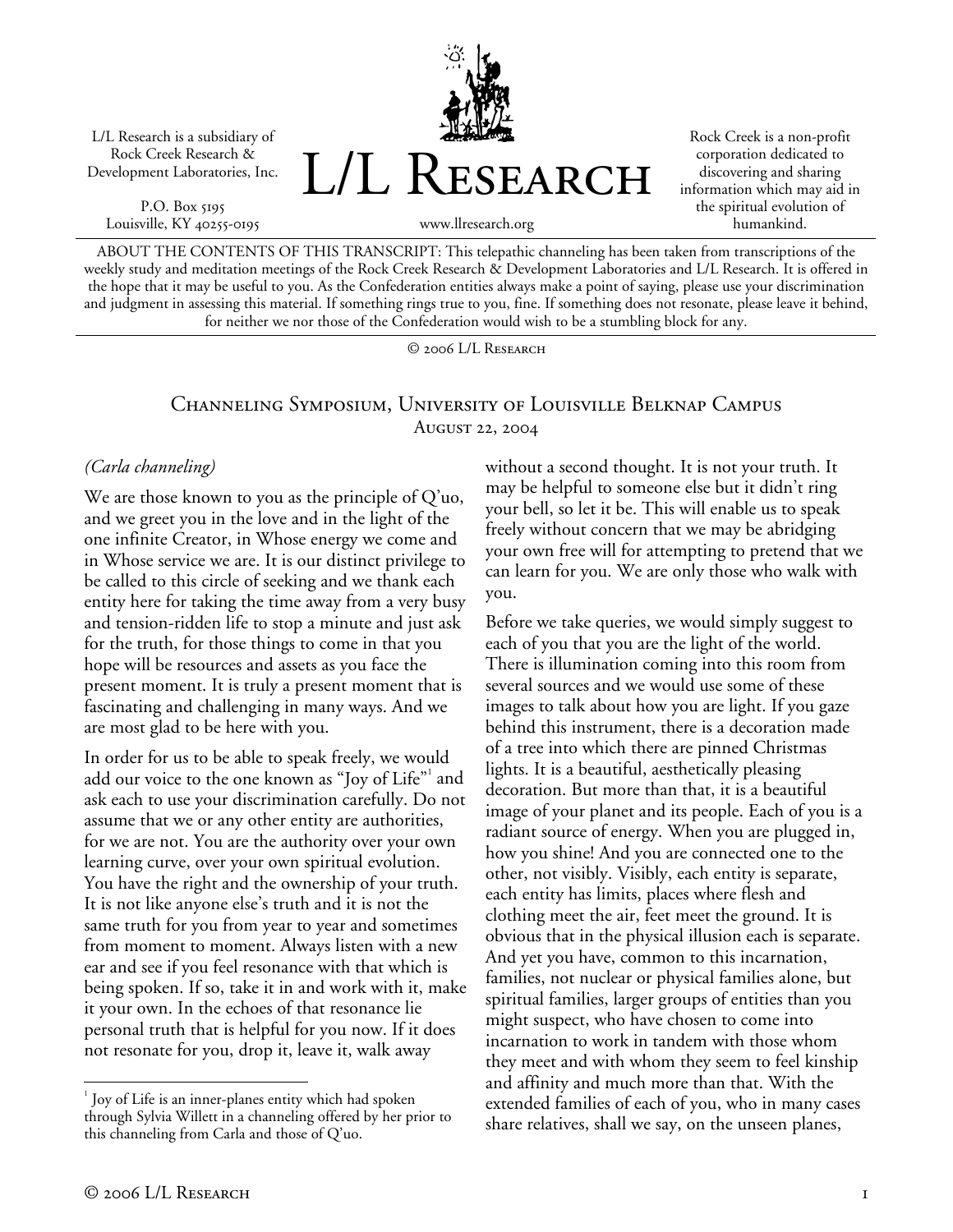L/L Research is a subsidiary of Rock Creek Research & Development Laboratories, Inc.

P.O. Box 5195
Louisville, KY 40255-0195

# L/L Research

www.llresearch.org

Rock Creek is a non-profit corporation dedicated to discovering and sharing information which may aid in the spiritual evolution of humankind.

ABOUT THE CONTENTS OF THIS TRANSCRIPT: This telepathic channeling has been taken from transcriptions of the weekly study and meditation meetings of the Rock Creek Research & Development Laboratories and L/L Research. It is offered in the hope that it may be useful to you. As the Confederation entities always make a point of saying, please use your discrimination and judgment in assessing this material. If something rings true to you, fine. If something does not resonate, please leave it behind, for neither we nor those of the Confederation would wish to be a stumbling block for any.

© 2006 L/L Research

## Channeling Symposium, University of Louisville Belknap Campus
### August 22, 2004

*(Carla channeling)*

We are those known to you as the principle of Q'uo, and we greet you in the love and in the light of the one infinite Creator, in Whose energy we come and in Whose service we are. It is our distinct privilege to be called to this circle of seeking and we thank each entity here for taking the time away from a very busy and tension-ridden life to stop a minute and just ask for the truth, for those things to come in that you hope will be resources and assets as you face the present moment. It is truly a present moment that is fascinating and challenging in many ways. And we are most glad to be here with you.

In order for us to be able to speak freely, we would add our voice to the one known as "Joy of Life"[1] and ask each to use your discrimination carefully. Do not assume that we or any other entity are authorities, for we are not. You are the authority over your own learning curve, over your own spiritual evolution. You have the right and the ownership of your truth. It is not like anyone else's truth and it is not the same truth for you from year to year and sometimes from moment to moment. Always listen with a new ear and see if you feel resonance with that which is being spoken. If so, take it in and work with it, make it your own. In the echoes of that resonance lie personal truth that is helpful for you now. If it does not resonate for you, drop it, leave it, walk away without a second thought. It is not your truth. It may be helpful to someone else but it didn't ring your bell, so let it be. This will enable us to speak freely without concern that we may be abridging your own free will for attempting to pretend that we can learn for you. We are only those who walk with you.

Before we take queries, we would simply suggest to each of you that you are the light of the world. There is illumination coming into this room from several sources and we would use some of these images to talk about how you are light. If you gaze behind this instrument, there is a decoration made of a tree into which there are pinned Christmas lights. It is a beautiful, aesthetically pleasing decoration. But more than that, it is a beautiful image of your planet and its people. Each of you is a radiant source of energy. When you are plugged in, how you shine! And you are connected one to the other, not visibly. Visibly, each entity is separate, each entity has limits, places where flesh and clothing meet the air, feet meet the ground. It is obvious that in the physical illusion each is separate. And yet you have, common to this incarnation, families, not nuclear or physical families alone, but spiritual families, larger groups of entities than you might suspect, who have chosen to come into incarnation to work in tandem with those whom they meet and with whom they seem to feel kinship and affinity and much more than that. With the extended families of each of you, who in many cases share relatives, shall we say, on the unseen planes,

[1] Joy of Life is an inner-planes entity which had spoken through Sylvia Willett in a channeling offered by her prior to this channeling from Carla and those of Q'uo.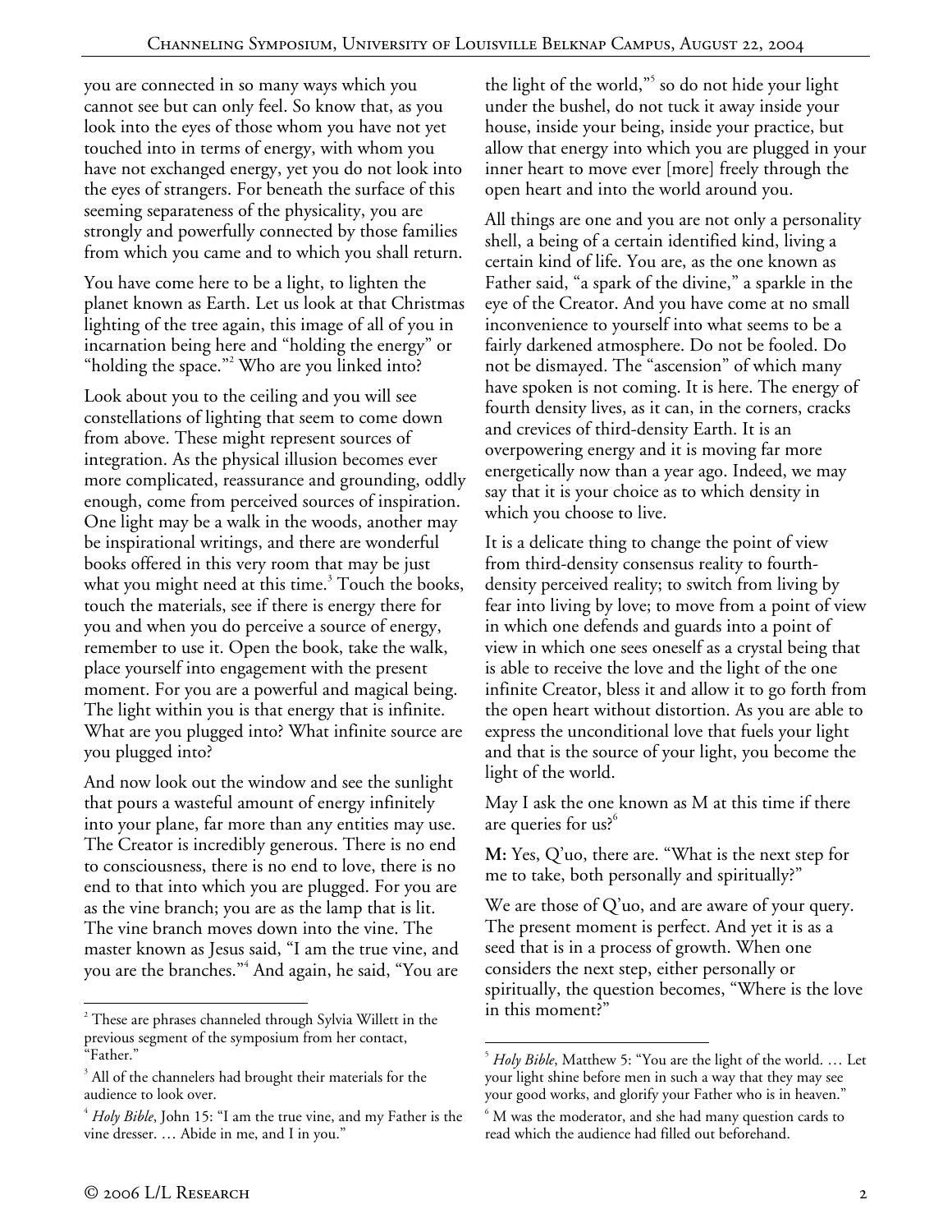you are connected in so many ways which you cannot see but can only feel. So know that, as you look into the eyes of those whom you have not yet touched into in terms of energy, with whom you have not exchanged energy, yet you do not look into the eyes of strangers. For beneath the surface of this seeming separateness of the physicality, you are strongly and powerfully connected by those families from which you came and to which you shall return.

You have come here to be a light, to lighten the planet known as Earth. Let us look at that Christmas lighting of the tree again, this image of all of you in incarnation being here and "holding the energy" or "holding the space."[2] Who are you linked into?

Look about you to the ceiling and you will see constellations of lighting that seem to come down from above. These might represent sources of integration. As the physical illusion becomes ever more complicated, reassurance and grounding, oddly enough, come from perceived sources of inspiration. One light may be a walk in the woods, another may be inspirational writings, and there are wonderful books offered in this very room that may be just what you might need at this time.[3] Touch the books, touch the materials, see if there is energy there for you and when you do perceive a source of energy, remember to use it. Open the book, take the walk, place yourself into engagement with the present moment. For you are a powerful and magical being. The light within you is that energy that is infinite. What are you plugged into? What infinite source are you plugged into?

And now look out the window and see the sunlight that pours a wasteful amount of energy infinitely into your plane, far more than any entities may use. The Creator is incredibly generous. There is no end to consciousness, there is no end to love, there is no end to that into which you are plugged. For you are as the vine branch; you are as the lamp that is lit. The vine branch moves down into the vine. The master known as Jesus said, "I am the true vine, and you are the branches."[4] And again, he said, "You are the light of the world,"[5] so do not hide your light under the bushel, do not tuck it away inside your house, inside your being, inside your practice, but allow that energy into which you are plugged in your inner heart to move ever [more] freely through the open heart and into the world around you.

All things are one and you are not only a personality shell, a being of a certain identified kind, living a certain kind of life. You are, as the one known as Father said, "a spark of the divine," a sparkle in the eye of the Creator. And you have come at no small inconvenience to yourself into what seems to be a fairly darkened atmosphere. Do not be fooled. Do not be dismayed. The "ascension" of which many have spoken is not coming. It is here. The energy of fourth density lives, as it can, in the corners, cracks and crevices of third-density Earth. It is an overpowering energy and it is moving far more energetically now than a year ago. Indeed, we may say that it is your choice as to which density in which you choose to live.

It is a delicate thing to change the point of view from third-density consensus reality to fourth-density perceived reality; to switch from living by fear into living by love; to move from a point of view in which one defends and guards into a point of view in which one sees oneself as a crystal being that is able to receive the love and the light of the one infinite Creator, bless it and allow it to go forth from the open heart without distortion. As you are able to express the unconditional love that fuels your light and that is the source of your light, you become the light of the world.

May I ask the one known as M at this time if there are queries for us?[6]

**M:** Yes, Q'uo, there are. "What is the next step for me to take, both personally and spiritually?"

We are those of Q'uo, and are aware of your query. The present moment is perfect. And yet it is as a seed that is in a process of growth. When one considers the next step, either personally or spiritually, the question becomes, "Where is the love in this moment?"

---

[2] These are phrases channeled through Sylvia Willett in the previous segment of the symposium from her contact, "Father."

[3] All of the channelers had brought their materials for the audience to look over.

[4] *Holy Bible*, John 15: "I am the true vine, and my Father is the vine dresser. … Abide in me, and I in you."

[5] *Holy Bible*, Matthew 5: "You are the light of the world. … Let your light shine before men in such a way that they may see your good works, and glorify your Father who is in heaven."

[6] M was the moderator, and she had many question cards to read which the audience had filled out beforehand.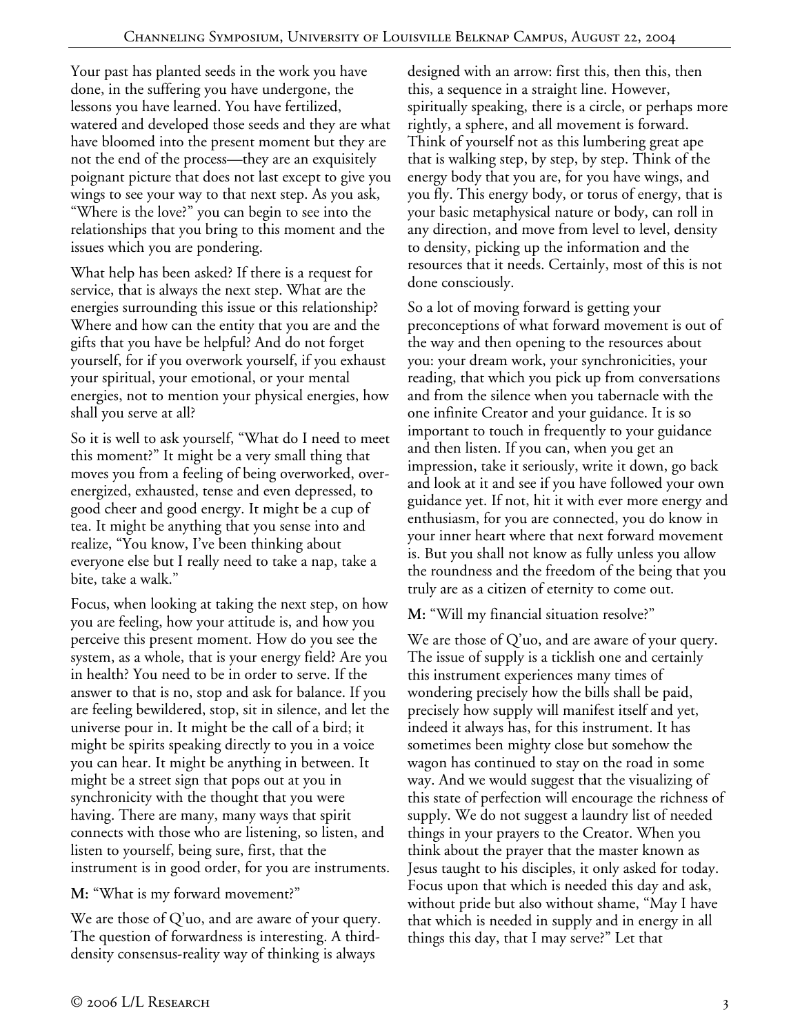Your past has planted seeds in the work you have done, in the suffering you have undergone, the lessons you have learned. You have fertilized, watered and developed those seeds and they are what have bloomed into the present moment but they are not the end of the process—they are an exquisitely poignant picture that does not last except to give you wings to see your way to that next step. As you ask, "Where is the love?" you can begin to see into the relationships that you bring to this moment and the issues which you are pondering.

What help has been asked? If there is a request for service, that is always the next step. What are the energies surrounding this issue or this relationship? Where and how can the entity that you are and the gifts that you have be helpful? And do not forget yourself, for if you overwork yourself, if you exhaust your spiritual, your emotional, or your mental energies, not to mention your physical energies, how shall you serve at all?

So it is well to ask yourself, "What do I need to meet this moment?" It might be a very small thing that moves you from a feeling of being overworked, over-energized, exhausted, tense and even depressed, to good cheer and good energy. It might be a cup of tea. It might be anything that you sense into and realize, "You know, I've been thinking about everyone else but I really need to take a nap, take a bite, take a walk."

Focus, when looking at taking the next step, on how you are feeling, how your attitude is, and how you perceive this present moment. How do you see the system, as a whole, that is your energy field? Are you in health? You need to be in order to serve. If the answer to that is no, stop and ask for balance. If you are feeling bewildered, stop, sit in silence, and let the universe pour in. It might be the call of a bird; it might be spirits speaking directly to you in a voice you can hear. It might be anything in between. It might be a street sign that pops out at you in synchronicity with the thought that you were having. There are many, many ways that spirit connects with those who are listening, so listen, and listen to yourself, being sure, first, that the instrument is in good order, for you are instruments.

**M:** "What is my forward movement?"

We are those of Q'uo, and are aware of your query. The question of forwardness is interesting. A third-density consensus-reality way of thinking is always designed with an arrow: first this, then this, then this, a sequence in a straight line. However, spiritually speaking, there is a circle, or perhaps more rightly, a sphere, and all movement is forward. Think of yourself not as this lumbering great ape that is walking step, by step, by step. Think of the energy body that you are, for you have wings, and you fly. This energy body, or torus of energy, that is your basic metaphysical nature or body, can roll in any direction, and move from level to level, density to density, picking up the information and the resources that it needs. Certainly, most of this is not done consciously.

So a lot of moving forward is getting your preconceptions of what forward movement is out of the way and then opening to the resources about you: your dream work, your synchronicities, your reading, that which you pick up from conversations and from the silence when you tabernacle with the one infinite Creator and your guidance. It is so important to touch in frequently to your guidance and then listen. If you can, when you get an impression, take it seriously, write it down, go back and look at it and see if you have followed your own guidance yet. If not, hit it with ever more energy and enthusiasm, for you are connected, you do know in your inner heart where that next forward movement is. But you shall not know as fully unless you allow the roundness and the freedom of the being that you truly are as a citizen of eternity to come out.

**M:** "Will my financial situation resolve?"

We are those of Q'uo, and are aware of your query. The issue of supply is a ticklish one and certainly this instrument experiences many times of wondering precisely how the bills shall be paid, precisely how supply will manifest itself and yet, indeed it always has, for this instrument. It has sometimes been mighty close but somehow the wagon has continued to stay on the road in some way. And we would suggest that the visualizing of this state of perfection will encourage the richness of supply. We do not suggest a laundry list of needed things in your prayers to the Creator. When you think about the prayer that the master known as Jesus taught to his disciples, it only asked for today. Focus upon that which is needed this day and ask, without pride but also without shame, "May I have that which is needed in supply and in energy in all things this day, that I may serve?" Let that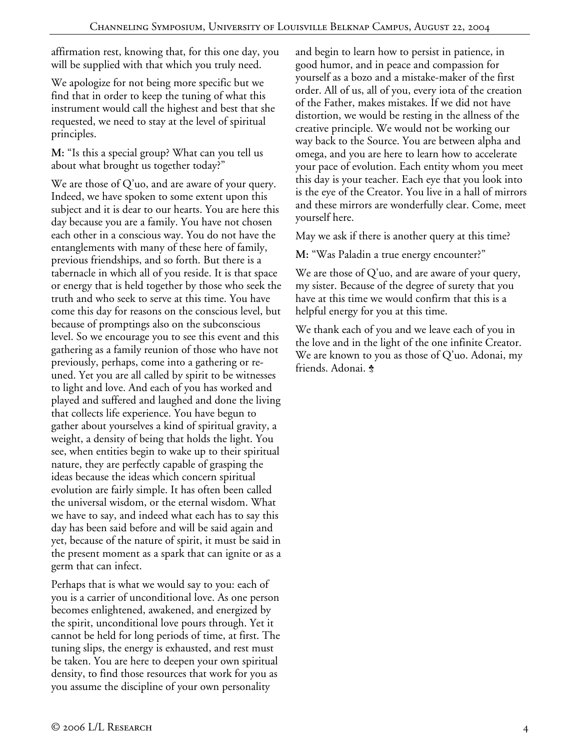affirmation rest, knowing that, for this one day, you will be supplied with that which you truly need.

We apologize for not being more specific but we find that in order to keep the tuning of what this instrument would call the highest and best that she requested, we need to stay at the level of spiritual principles.

**M:** "Is this a special group? What can you tell us about what brought us together today?"

We are those of Q'uo, and are aware of your query. Indeed, we have spoken to some extent upon this subject and it is dear to our hearts. You are here this day because you are a family. You have not chosen each other in a conscious way. You do not have the entanglements with many of these here of family, previous friendships, and so forth. But there is a tabernacle in which all of you reside. It is that space or energy that is held together by those who seek the truth and who seek to serve at this time. You have come this day for reasons on the conscious level, but because of promptings also on the subconscious level. So we encourage you to see this event and this gathering as a family reunion of those who have not previously, perhaps, come into a gathering or re-uned. Yet you are all called by spirit to be witnesses to light and love. And each of you has worked and played and suffered and laughed and done the living that collects life experience. You have begun to gather about yourselves a kind of spiritual gravity, a weight, a density of being that holds the light. You see, when entities begin to wake up to their spiritual nature, they are perfectly capable of grasping the ideas because the ideas which concern spiritual evolution are fairly simple. It has often been called the universal wisdom, or the eternal wisdom. What we have to say, and indeed what each has to say this day has been said before and will be said again and yet, because of the nature of spirit, it must be said in the present moment as a spark that can ignite or as a germ that can infect.

Perhaps that is what we would say to you: each of you is a carrier of unconditional love. As one person becomes enlightened, awakened, and energized by the spirit, unconditional love pours through. Yet it cannot be held for long periods of time, at first. The tuning slips, the energy is exhausted, and rest must be taken. You are here to deepen your own spiritual density, to find those resources that work for you as you assume the discipline of your own personality and begin to learn how to persist in patience, in good humor, and in peace and compassion for yourself as a bozo and a mistake-maker of the first order. All of us, all of you, every iota of the creation of the Father, makes mistakes. If we did not have distortion, we would be resting in the allness of the creative principle. We would not be working our way back to the Source. You are between alpha and omega, and you are here to learn how to accelerate your pace of evolution. Each entity whom you meet this day is your teacher. Each eye that you look into is the eye of the Creator. You live in a hall of mirrors and these mirrors are wonderfully clear. Come, meet yourself here.

May we ask if there is another query at this time?

**M:** "Was Paladin a true energy encounter?"

We are those of Q'uo, and are aware of your query, my sister. Because of the degree of surety that you have at this time we would confirm that this is a helpful energy for you at this time.

We thank each of you and we leave each of you in the love and in the light of the one infinite Creator. We are known to you as those of Q'uo. Adonai, my friends. Adonai.

© 2006 L/L Research